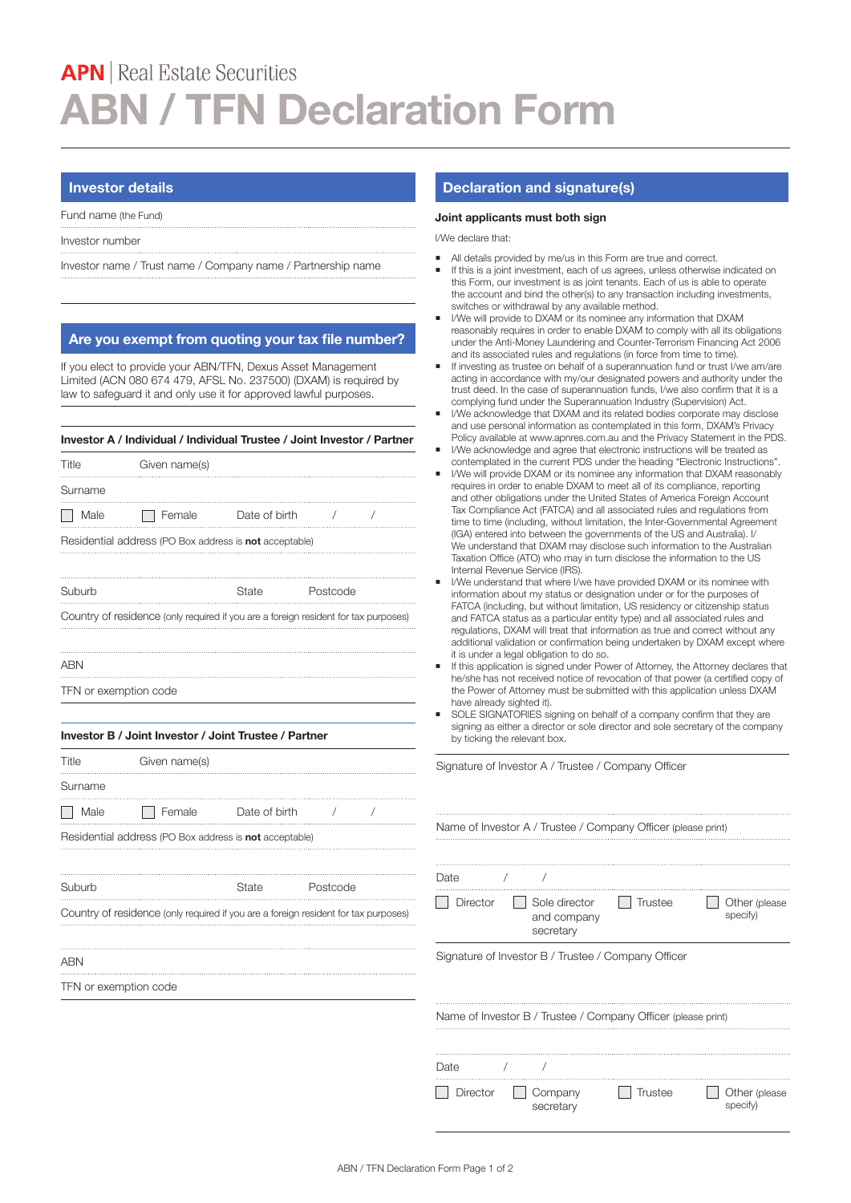**APN** | Real Estate Securities

# ABN / TFN Declaration Form

## Investor details

Fund name (the Fund)

Investor number

Investor name / Trust name / Company name / Partnership name

## Are you exempt from quoting your tax file number?

If you elect to provide your ABN/TFN, Dexus Asset Management Limited (ACN 080 674 479, AFSL No. 237500) (DXAM) is required by law to safeguard it and only use it for approved lawful purposes.

### Investor A / Individual / Individual Trustee / Joint Investor / Partner

Title Given name(s)

Surname

☐ Male ☐ Female Date of birth / /

Residential address (PO Box address is **not** acceptable)

Suburb State Postcode

Country of residence (only required if you are a foreign resident for tax purposes)

ABN

TFN or exemption code

### Investor B / Joint Investor / Joint Trustee / Partner

Title Given name(s)

Surname

☐ Male ☐ Female Date of birth / /

Residential address (PO Box address is **not** acceptable)

Suburb State Postcode

Country of residence (only required if you are a foreign resident for tax purposes)

ABN

TFN or exemption code

## Declaration and signature(s)

**Joint applicants must both sign**

I/We declare that:

- All details provided by me/us in this Form are true and correct.
- If this is a joint investment, each of us agrees, unless otherwise indicated on this Form, our investment is as joint tenants. Each of us is able to operate the account and bind the other(s) to any transaction including investments, switches or withdrawal by any available method.
- I/We will provide to DXAM or its nominee any information that DXAM reasonably requires in order to enable DXAM to comply with all its obligations under the Anti-Money Laundering and Counter-Terrorism Financing Act 2006 and its associated rules and regulations (in force from time to time).
- If investing as trustee on behalf of a superannuation fund or trust I/we am/are acting in accordance with my/our designated powers and authority under the trust deed. In the case of superannuation funds, I/we also confirm that it is a complying fund under the Superannuation Industry (Supervision) Act.
- I/We acknowledge that DXAM and its related bodies corporate may disclose and use personal information as contemplated in this form, DXAM's Privacy Policy available at www.apnres.com.au and the Privacy Statement in the PDS.
- I/We acknowledge and agree that electronic instructions will be treated as contemplated in the current PDS under the heading "Electronic Instructions".
- I/We will provide DXAM or its nominee any information that DXAM reasonably requires in order to enable DXAM to meet all of its compliance, reporting and other obligations under the United States of America Foreign Account Tax Compliance Act (FATCA) and all associated rules and regulations from time to time (including, but without limitation, the Inter-Governmental Agreement (IGA) entered into between the governments of the US and Australia). I/We understand that DXAM may disclose such information to the Australian Taxation Office (ATO) who may in turn disclose the information to the US Internal Revenue Service (IRS).
- I/We understand that where I/we have provided DXAM or its nominee with information about my status or designation under or for the purposes of FATCA (including, but without limitation, US residency or citizenship status and FATCA status as a particular entity type) and all associated rules and regulations, DXAM will treat that information as true and correct without any additional validation or confirmation being undertaken by DXAM except where it is under a legal obligation to do so.
- If this application is signed under Power of Attorney, the Attorney declares that he/she has not received notice of revocation of that power (a certified copy of the Power of Attorney must be submitted with this application unless DXAM have already sighted it).
- SOLE SIGNATORIES signing on behalf of a company confirm that they are signing as either a director or sole director and sole secretary of the company by ticking the relevant box.

Signature of Investor A / Trustee / Company Officer

Name of Investor A / Trustee / Company Officer (please print)

Date / /

☐ Director ☐ Sole director and company secretary ☐ Trustee ☐ Other (please specify)

Signature of Investor B / Trustee / Company Officer

Name of Investor B / Trustee / Company Officer (please print)

Date / /

☐ Director ☐ Company secretary ☐ Trustee ☐ Other (please specify)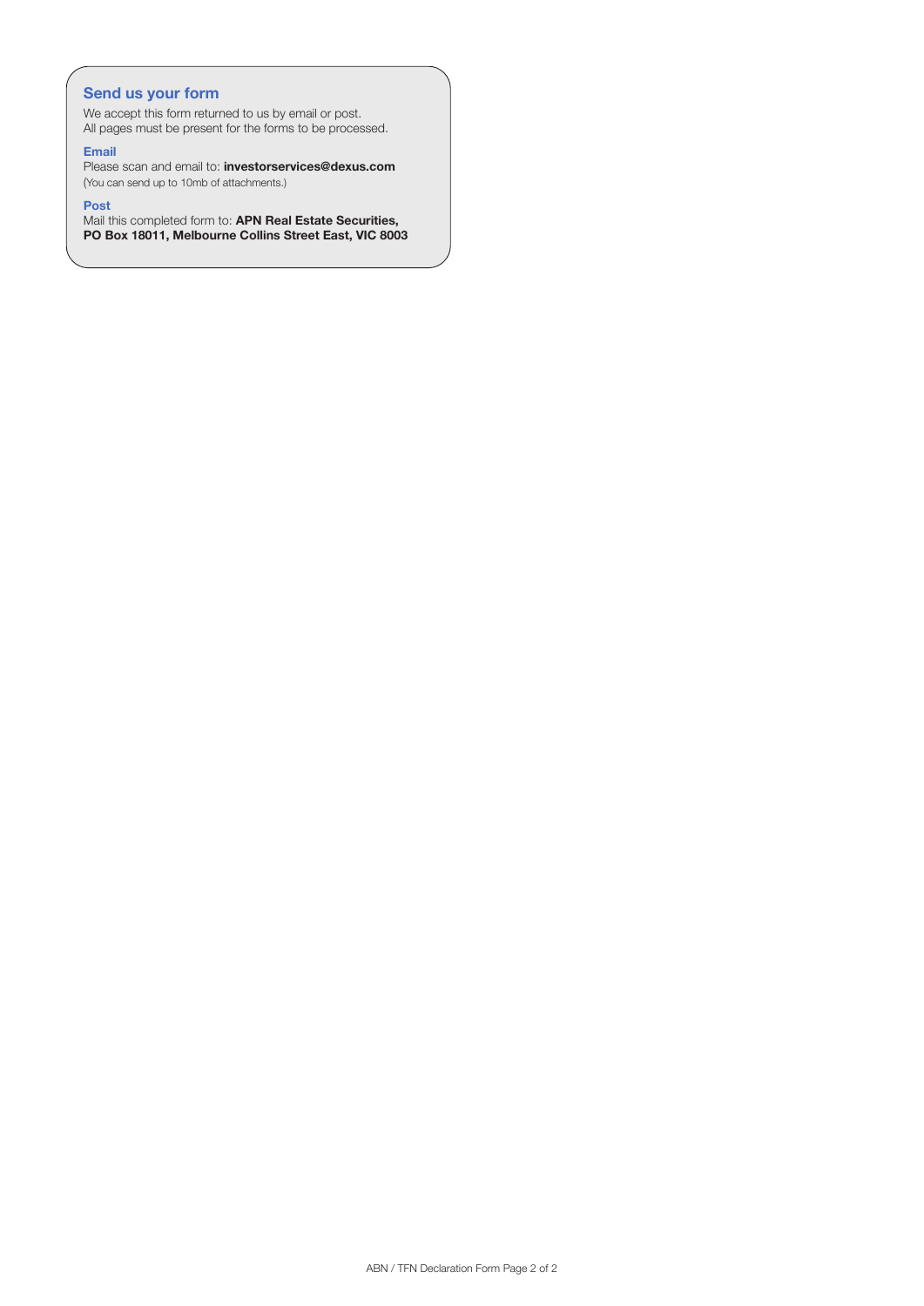## Send us your form

We accept this form returned to us by email or post.
All pages must be present for the forms to be processed.

### Email

Please scan and email to: **investorservices@dexus.com**
(You can send up to 10mb of attachments.)

### Post

Mail this completed form to: **APN Real Estate Securities, PO Box 18011, Melbourne Collins Street East, VIC 8003**